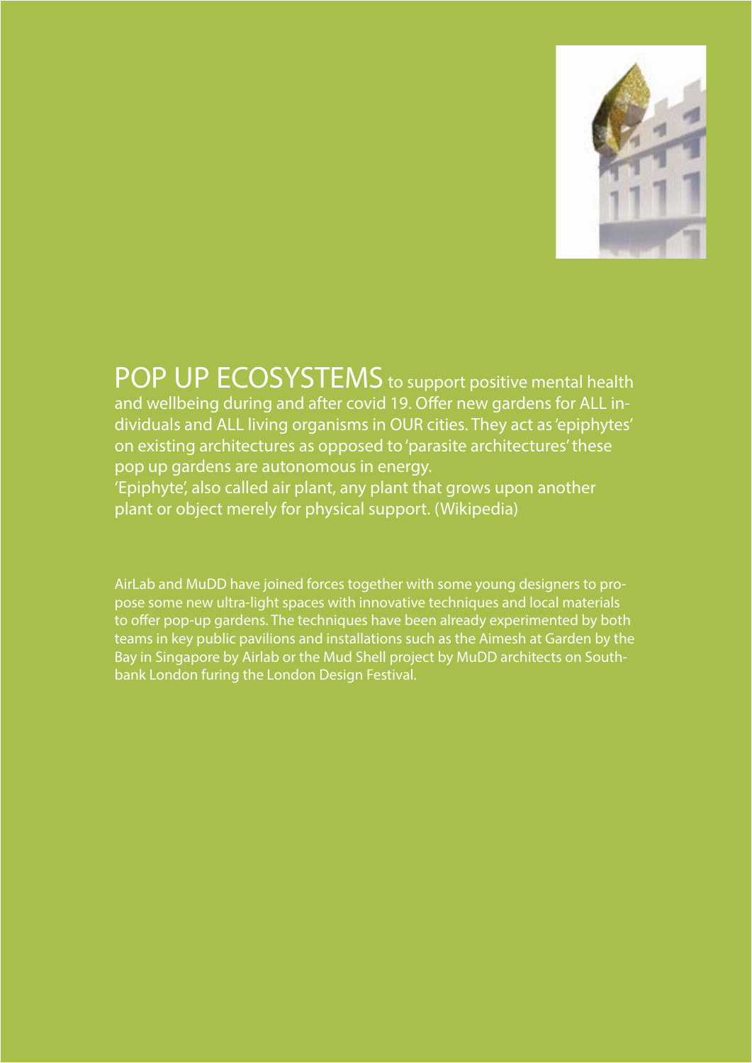**POP UP ECOSYSTEMS** to support positive mental health and wellbeing during and after covid 19. Offer new gardens for ALL individuals and ALL living organisms in OUR cities. They act as 'epiphytes' on existing architectures as opposed to 'parasite architectures' these pop up gardens are autonomous in energy.
'Epiphyte', also called air plant, any plant that grows upon another plant or object merely for physical support. (Wikipedia)

AirLab and MuDD have joined forces together with some young designers to propose some new ultra-light spaces with innovative techniques and local materials to offer pop-up gardens. The techniques have been already experimented by both teams in key public pavilions and installations such as the Aimesh at Garden by the Bay in Singapore by Airlab or the Mud Shell project by MuDD architects on Southbank London furing the London Design Festival.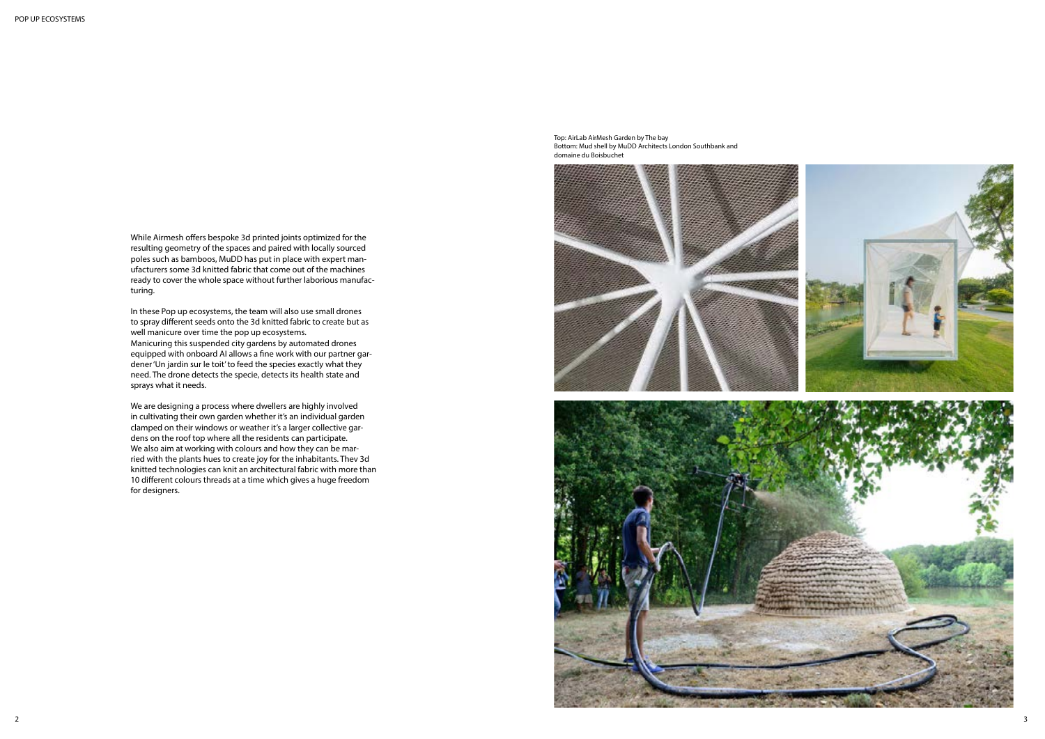While Airmesh offers bespoke 3d printed joints optimized for the resulting geometry of the spaces and paired with locally sourced poles such as bamboos, MuDD has put in place with expert manufacturers some 3d knitted fabric that come out of the machines ready to cover the whole space without further laborious manufacturing.

In these Pop up ecosystems, the team will also use small drones to spray different seeds onto the 3d knitted fabric to create but as well manicure over time the pop up ecosystems.
Manicuring this suspended city gardens by automated drones equipped with onboard AI allows a fine work with our partner gardener 'Un jardin sur le toit' to feed the species exactly what they need. The drone detects the specie, detects its health state and sprays what it needs.

We are designing a process where dwellers are highly involved in cultivating their own garden whether it's an individual garden clamped on their windows or weather it's a larger collective gardens on the roof top where all the residents can participate.
We also aim at working with colours and how they can be married with the plants hues to create joy for the inhabitants. Thev 3d knitted technologies can knit an architectural fabric with more than 10 different colours threads at a time which gives a huge freedom for designers.

Top: AirLab AirMesh Garden by The bay
Bottom: Mud shell by MuDD Architects London Southbank and domaine du Boisbuchet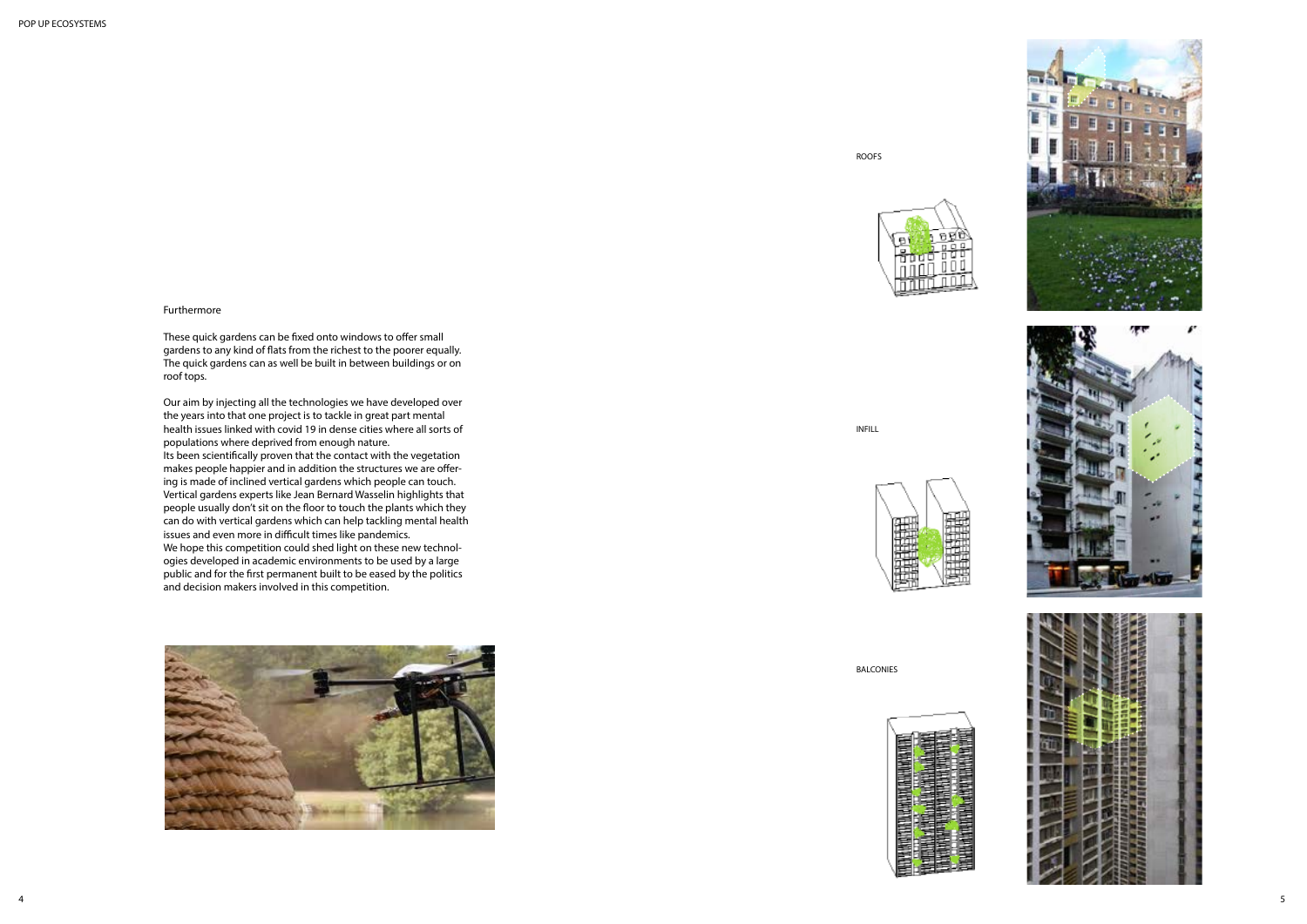Furthermore

These quick gardens can be fixed onto windows to offer small gardens to any kind of flats from the richest to the poorer equally. The quick gardens can as well be built in between buildings or on roof tops.

Our aim by injecting all the technologies we have developed over the years into that one project is to tackle in great part mental health issues linked with covid 19 in dense cities where all sorts of populations where deprived from enough nature.
Its been scientifically proven that the contact with the vegetation makes people happier and in addition the structures we are offering is made of inclined vertical gardens which people can touch. Vertical gardens experts like Jean Bernard Wasselin highlights that people usually don't sit on the floor to touch the plants which they can do with vertical gardens which can help tackling mental health issues and even more in difficult times like pandemics.
We hope this competition could shed light on these new technologies developed in academic environments to be used by a large public and for the first permanent built to be eased by the politics and decision makers involved in this competition.

ROOFS

INFILL

BALCONIES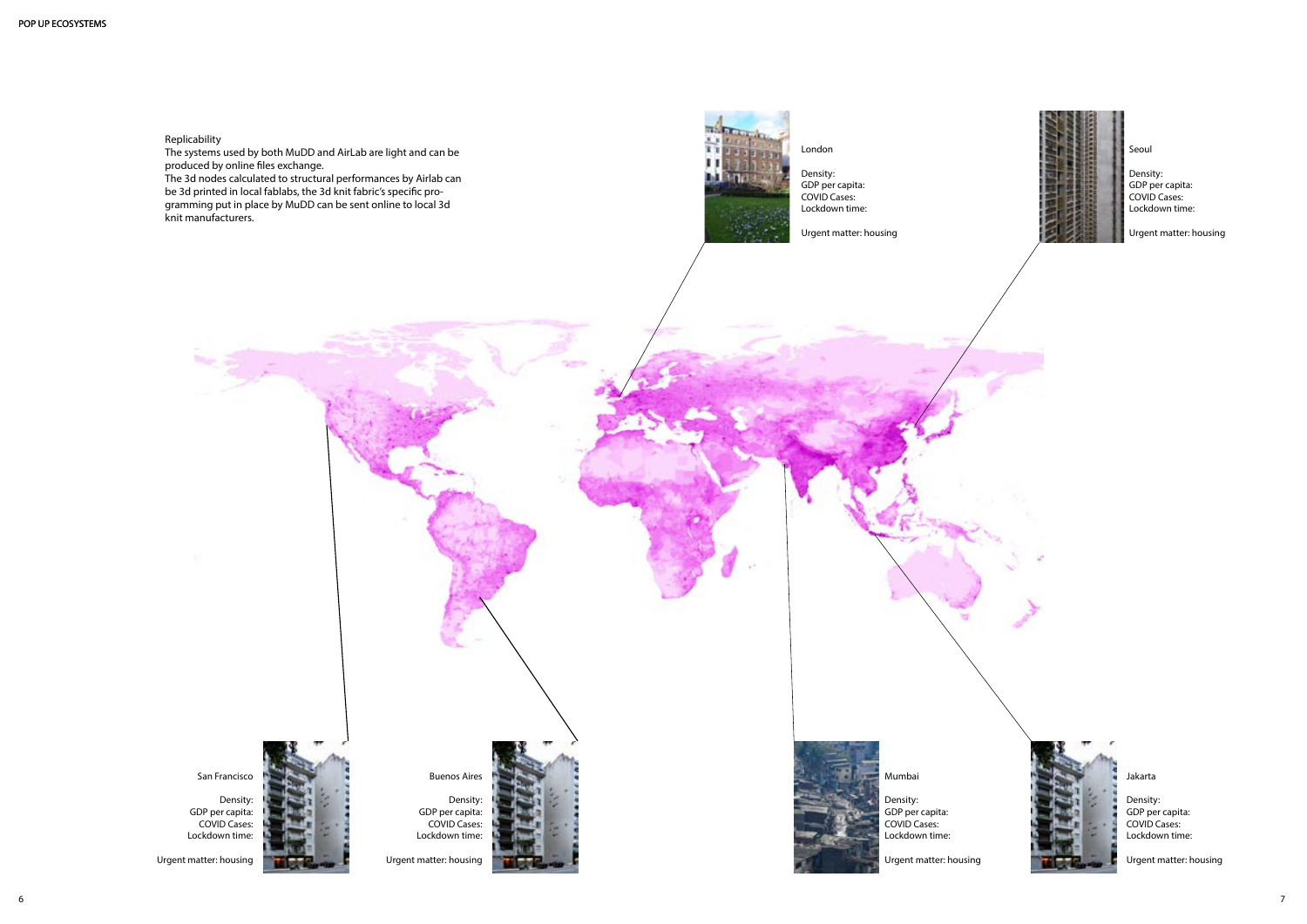Replicability

The systems used by both MuDD and AirLab are light and can be produced by online files exchange.
The 3d nodes calculated to structural performances by Airlab can be 3d printed in local fablabs, the 3d knit fabric's specific programming put in place by MuDD can be sent online to local 3d knit manufacturers.

London

Density:
GDP per capita:
COVID Cases:
Lockdown time:

Urgent matter: housing

Seoul

Density:
GDP per capita:
COVID Cases:
Lockdown time:

Urgent matter: housing

San Francisco

Density:
GDP per capita:
COVID Cases:
Lockdown time:

Urgent matter: housing

Buenos Aires

Density:
GDP per capita:
COVID Cases:
Lockdown time:

Urgent matter: housing

Mumbai

Density:
GDP per capita:
COVID Cases:
Lockdown time:

Urgent matter: housing

Jakarta

Density:
GDP per capita:
COVID Cases:
Lockdown time:

Urgent matter: housing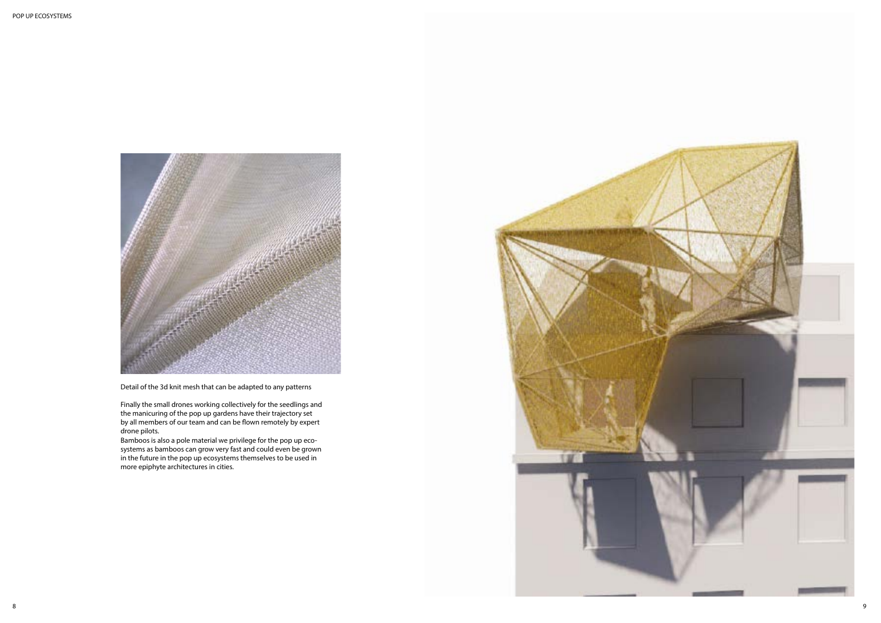Detail of the 3d knit mesh that can be adapted to any patterns

Finally the small drones working collectively for the seedlings and the manicuring of the pop up gardens have their trajectory set by all members of our team and can be flown remotely by expert drone pilots.
Bamboos is also a pole material we privilege for the pop up ecosystems as bamboos can grow very fast and could even be grown in the future in the pop up ecosystems themselves to be used in more epiphyte architectures in cities.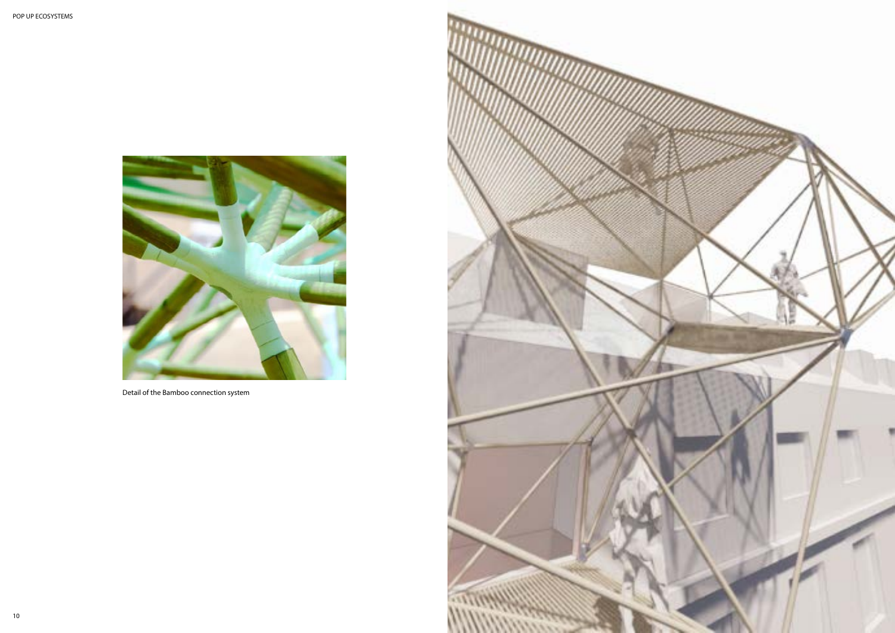Detail of the Bamboo connection system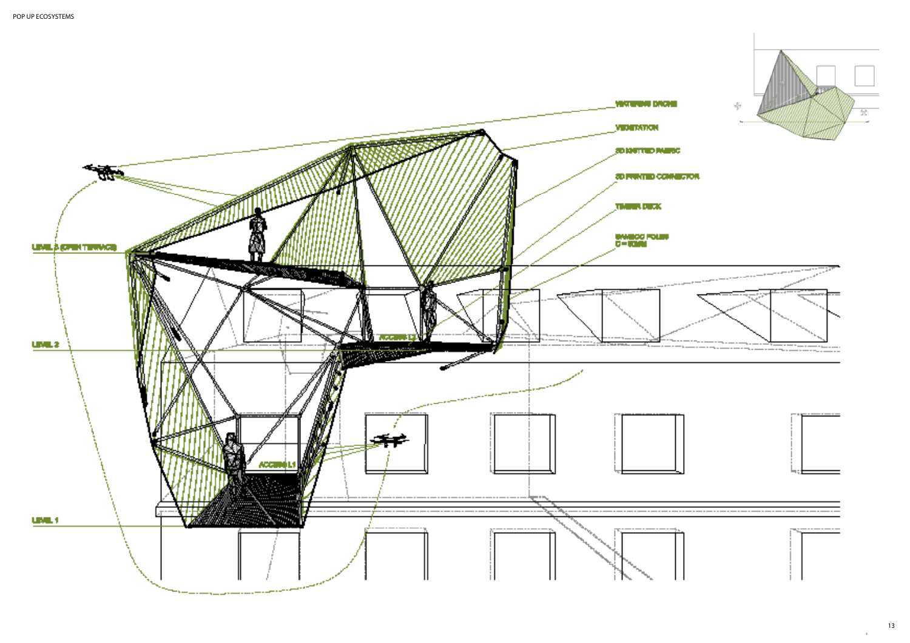WATERING DRONE

VEGETATION

3D KNITTED FABRIC

3D PRINTED CONNECTOR

TIMBER DECK

BAMBOO POLES
D = 50MM

LEVEL 3 (OPEN TERRACE)

ACCESS L2

LEVEL 2

ACCESS L1

LEVEL 1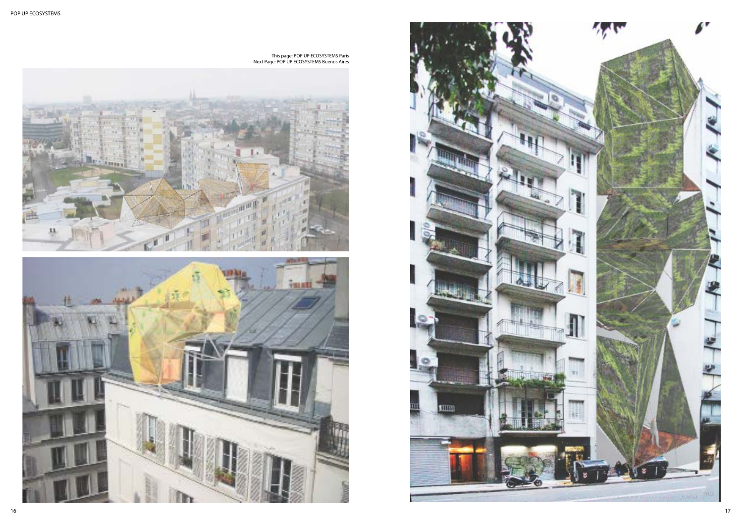This page: POP UP ECOSYSTEMS Paris
Next Page: POP UP ECOSYSTEMS Buenos Aires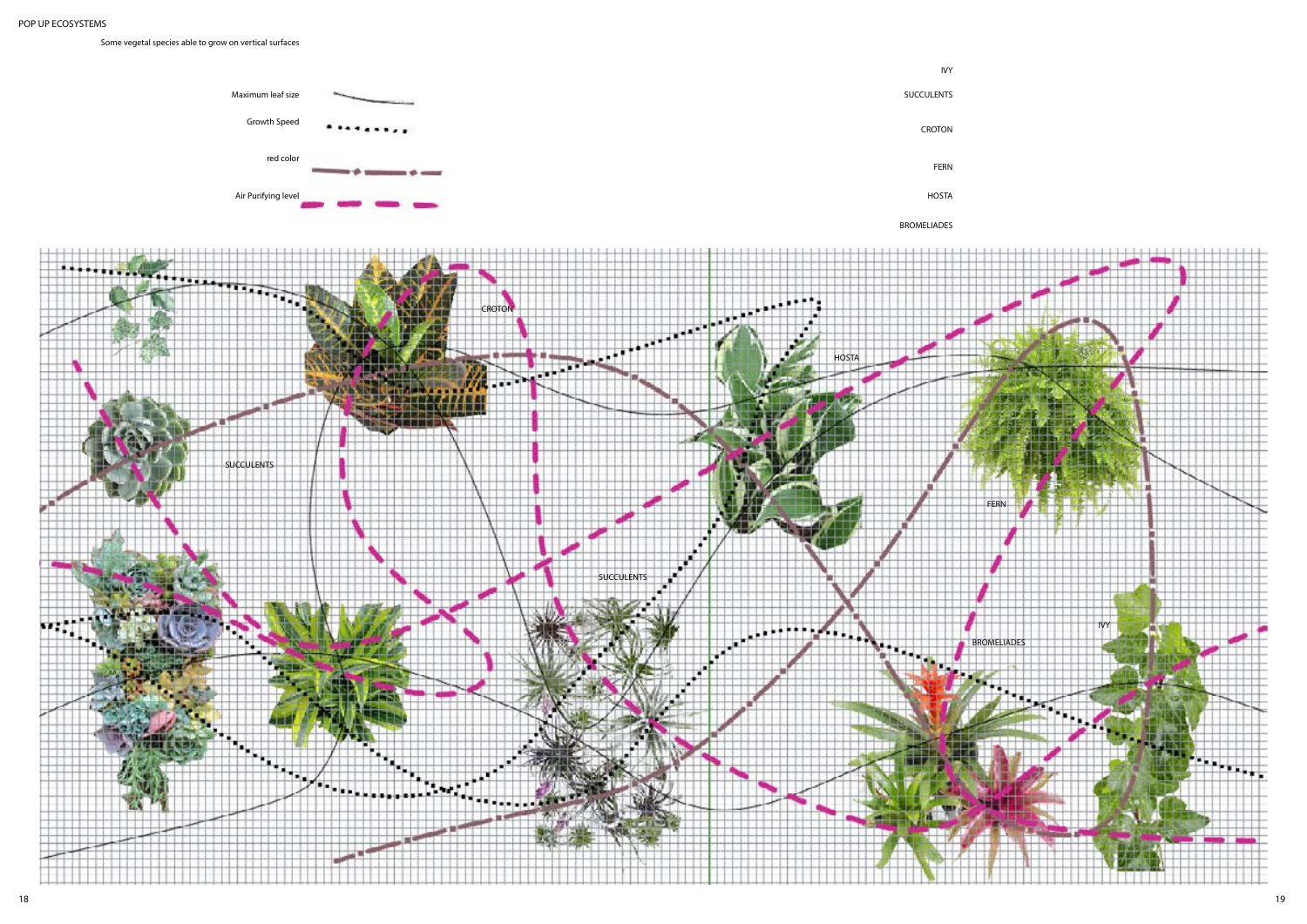POP UP ECOSYSTEMS

Some vegetal species able to grow on vertical surfaces

Maximum leaf size

Growth Speed

red color

Air Purifying level

IVY

SUCCULENTS

CROTON

FERN

HOSTA

BROMELIADES

CROTON

HOSTA

SUCCULENTS

FERN

SUCCULENTS

IVY

BROMELIADES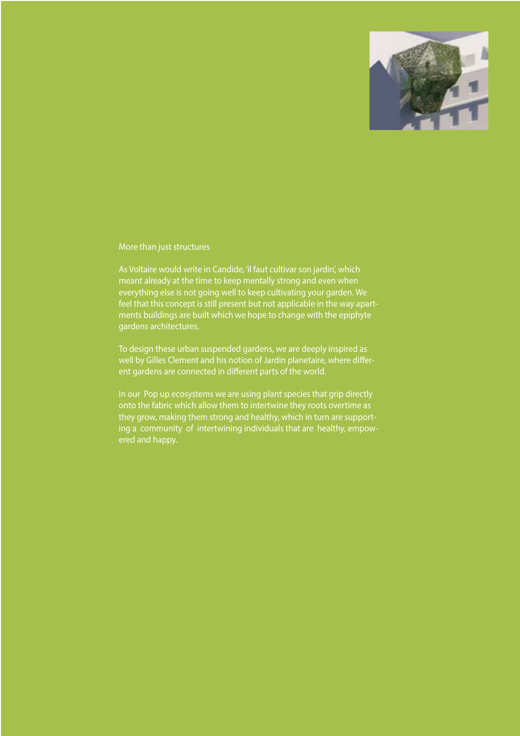More than just structures

As Voltaire would write in Candide, 'il faut cultivar son jardin', which meant already at the time to keep mentally strong and even when everything else is not going well to keep cultivating your garden. We feel that this concept is still present but not applicable in the way apartments buildings are built which we hope to change with the epiphyte gardens architectures.

To design these urban suspended gardens, we are deeply inspired as well by Gilles Clement and his notion of Jardin planetaire, where different gardens are connected in different parts of the world.

In our Pop up ecosystems we are using plant species that grip directly onto the fabric which allow them to intertwine they roots overtime as they grow, making them strong and healthy, which in turn are supporting a community of intertwining individuals that are healthy, empowered and happy.